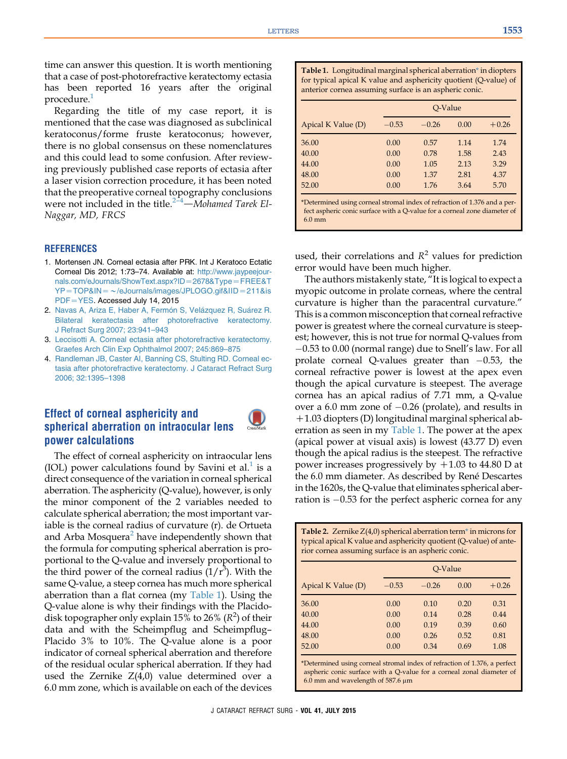time can answer this question. It is worth mentioning that a case of post-photorefractive keratectomy ectasia has been reported 16 years after the original procedure.[1]

Regarding the title of my case report, it is mentioned that the case was diagnosed as subclinical keratoconus/forme fruste keratoconus; however, there is no global consensus on these nomenclatures and this could lead to some confusion. After reviewing previously published case reports of ectasia after a laser vision correction procedure, it has been noted that the preoperative corneal topography conclusions were not included in the title.[2–4]—*Mohamed Tarek El-Naggar, MD, FRCS*

## REFERENCES

1. Mortensen JN. Corneal ectasia after PRK. Int J Keratoco Ectatic Corneal Dis 2012; 1:73–74. Available at: http://www.jaypeejournals.com/eJournals/ShowText.aspx?ID=2678&Type=FREE&TYP=TOP&IN=~/eJournals/images/JPLOGO.gif&IID=211&isPDF=YES. Accessed July 14, 2015
2. Navas A, Ariza E, Haber A, Fermón S, Velázquez R, Suárez R. Bilateral keratectasia after photorefractive keratectomy. J Refract Surg 2007; 23:941–943
3. Leccisotti A. Corneal ectasia after photorefractive keratectomy. Graefes Arch Clin Exp Ophthalmol 2007; 245:869–875
4. Randleman JB, Caster AI, Banning CS, Stulting RD. Corneal ectasia after photorefractive keratectomy. J Cataract Refract Surg 2006; 32:1395–1398

## Effect of corneal asphericity and spherical aberration on intraocular lens power calculations

The effect of corneal asphericity on intraocular lens (IOL) power calculations found by Savini et al.[1] is a direct consequence of the variation in corneal spherical aberration. The asphericity (Q-value), however, is only the minor component of the 2 variables needed to calculate spherical aberration; the most important variable is the corneal radius of curvature (r). de Ortueta and Arba Mosquera[2] have independently shown that the formula for computing spherical aberration is proportional to the Q-value and inversely proportional to the third power of the corneal radius ($1/r^3$). With the same Q-value, a steep cornea has much more spherical aberration than a flat cornea (my Table 1). Using the Q-value alone is why their findings with the Placido-disk topographer only explain 15% to 26% ($R^2$) of their data and with the Scheimpflug and Scheimpflug–Placido 3% to 10%. The Q-value alone is a poor indicator of corneal spherical aberration and therefore of the residual ocular spherical aberration. If they had used the Zernike Z(4,0) value determined over a 6.0 mm zone, which is available on each of the devices used, their correlations and $R^2$ values for prediction error would have been much higher.

**Table 1.** Longitudinal marginal spherical aberration* in diopters for typical apical K value and asphericity quotient (Q-value) of anterior cornea assuming surface is an aspheric conic.

| | Q-Value | | | |
|---|---|---|---|---|
| Apical K Value (D) | −0.53 | −0.26 | 0.00 | +0.26 |
| 36.00 | 0.00 | 0.57 | 1.14 | 1.74 |
| 40.00 | 0.00 | 0.78 | 1.58 | 2.43 |
| 44.00 | 0.00 | 1.05 | 2.13 | 3.29 |
| 48.00 | 0.00 | 1.37 | 2.81 | 4.37 |
| 52.00 | 0.00 | 1.76 | 3.64 | 5.70 |

*Determined using corneal stromal index of refraction of 1.376 and a perfect aspheric conic surface with a Q-value for a corneal zone diameter of 6.0 mm

The authors mistakenly state, "It is logical to expect a myopic outcome in prolate corneas, where the central curvature is higher than the paracentral curvature." This is a common misconception that corneal refractive power is greatest where the corneal curvature is steepest; however, this is not true for normal Q-values from −0.53 to 0.00 (normal range) due to Snell's law. For all prolate corneal Q-values greater than −0.53, the corneal refractive power is lowest at the apex even though the apical curvature is steepest. The average cornea has an apical radius of 7.71 mm, a Q-value over a 6.0 mm zone of −0.26 (prolate), and results in +1.03 diopters (D) longitudinal marginal spherical aberration as seen in my Table 1. The power at the apex (apical power at visual axis) is lowest (43.77 D) even though the apical radius is the steepest. The refractive power increases progressively by +1.03 to 44.80 D at the 6.0 mm diameter. As described by René Descartes in the 1620s, the Q-value that eliminates spherical aberration is −0.53 for the perfect aspheric cornea for any

**Table 2.** Zernike Z(4,0) spherical aberration term* in microns for typical apical K value and asphericity quotient (Q-value) of anterior cornea assuming surface is an aspheric conic.

| | Q-Value | | | |
|---|---|---|---|---|
| Apical K Value (D) | −0.53 | −0.26 | 0.00 | +0.26 |
| 36.00 | 0.00 | 0.10 | 0.20 | 0.31 |
| 40.00 | 0.00 | 0.14 | 0.28 | 0.44 |
| 44.00 | 0.00 | 0.19 | 0.39 | 0.60 |
| 48.00 | 0.00 | 0.26 | 0.52 | 0.81 |
| 52.00 | 0.00 | 0.34 | 0.69 | 1.08 |

*Determined using corneal stromal index of refraction of 1.376, a perfect aspheric conic surface with a Q-value for a corneal zonal diameter of 6.0 mm and wavelength of 587.6 μm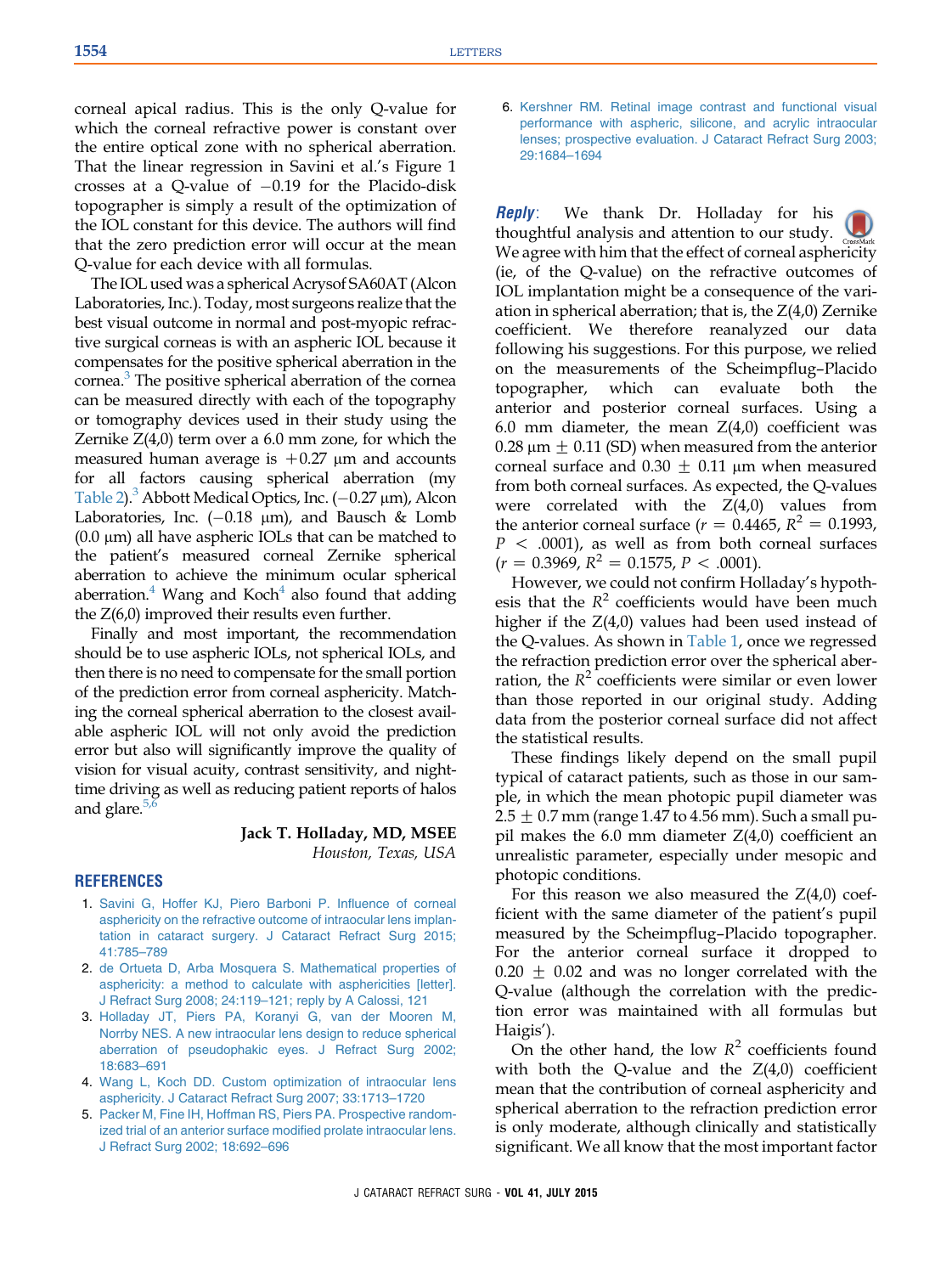corneal apical radius. This is the only Q-value for which the corneal refractive power is constant over the entire optical zone with no spherical aberration. That the linear regression in Savini et al.'s Figure 1 crosses at a Q-value of −0.19 for the Placido-disk topographer is simply a result of the optimization of the IOL constant for this device. The authors will find that the zero prediction error will occur at the mean Q-value for each device with all formulas.

The IOL used was a spherical Acrysof SA60AT (Alcon Laboratories, Inc.). Today, most surgeons realize that the best visual outcome in normal and post-myopic refractive surgical corneas is with an aspheric IOL because it compensates for the positive spherical aberration in the cornea.[3] The positive spherical aberration of the cornea can be measured directly with each of the topography or tomography devices used in their study using the Zernike Z(4,0) term over a 6.0 mm zone, for which the measured human average is +0.27 μm and accounts for all factors causing spherical aberration (my Table 2).[3] Abbott Medical Optics, Inc. (−0.27 μm), Alcon Laboratories, Inc. (−0.18 μm), and Bausch & Lomb (0.0 μm) all have aspheric IOLs that can be matched to the patient's measured corneal Zernike spherical aberration to achieve the minimum ocular spherical aberration.[4] Wang and Koch[4] also found that adding the Z(6,0) improved their results even further.

Finally and most important, the recommendation should be to use aspheric IOLs, not spherical IOLs, and then there is no need to compensate for the small portion of the prediction error from corneal asphericity. Matching the corneal spherical aberration to the closest available aspheric IOL will not only avoid the prediction error but also will significantly improve the quality of vision for visual acuity, contrast sensitivity, and night-time driving as well as reducing patient reports of halos and glare.[5,6]

**Jack T. Holladay, MD, MSEE**
*Houston, Texas, USA*

## REFERENCES

1. Savini G, Hoffer KJ, Piero Barboni P. Influence of corneal asphericity on the refractive outcome of intraocular lens implantation in cataract surgery. J Cataract Refract Surg 2015; 41:785–789
2. de Ortueta D, Arba Mosquera S. Mathematical properties of asphericity: a method to calculate with asphericities [letter]. J Refract Surg 2008; 24:119–121; reply by A Calossi, 121
3. Holladay JT, Piers PA, Koranyi G, van der Mooren M, Norrby NES. A new intraocular lens design to reduce spherical aberration of pseudophakic eyes. J Refract Surg 2002; 18:683–691
4. Wang L, Koch DD. Custom optimization of intraocular lens asphericity. J Cataract Refract Surg 2007; 33:1713–1720
5. Packer M, Fine IH, Hoffman RS, Piers PA. Prospective randomized trial of an anterior surface modified prolate intraocular lens. J Refract Surg 2002; 18:692–696
6. Kershner RM. Retinal image contrast and functional visual performance with aspheric, silicone, and acrylic intraocular lenses; prospective evaluation. J Cataract Refract Surg 2003; 29:1684–1694

***Reply***: We thank Dr. Holladay for his thoughtful analysis and attention to our study. We agree with him that the effect of corneal asphericity (ie, of the Q-value) on the refractive outcomes of IOL implantation might be a consequence of the variation in spherical aberration; that is, the Z(4,0) Zernike coefficient. We therefore reanalyzed our data following his suggestions. For this purpose, we relied on the measurements of the Scheimpflug–Placido topographer, which can evaluate both the anterior and posterior corneal surfaces. Using a 6.0 mm diameter, the mean Z(4,0) coefficient was 0.28 μm ± 0.11 (SD) when measured from the anterior corneal surface and 0.30 ± 0.11 μm when measured from both corneal surfaces. As expected, the Q-values were correlated with the Z(4,0) values from the anterior corneal surface ($r = 0.4465$, $R^2 = 0.1993$, $P < .0001$), as well as from both corneal surfaces ($r = 0.3969$, $R^2 = 0.1575$, $P < .0001$).

However, we could not confirm Holladay's hypothesis that the $R^2$ coefficients would have been much higher if the Z(4,0) values had been used instead of the Q-values. As shown in Table 1, once we regressed the refraction prediction error over the spherical aberration, the $R^2$ coefficients were similar or even lower than those reported in our original study. Adding data from the posterior corneal surface did not affect the statistical results.

These findings likely depend on the small pupil typical of cataract patients, such as those in our sample, in which the mean photopic pupil diameter was 2.5 ± 0.7 mm (range 1.47 to 4.56 mm). Such a small pupil makes the 6.0 mm diameter Z(4,0) coefficient an unrealistic parameter, especially under mesopic and photopic conditions.

For this reason we also measured the Z(4,0) coefficient with the same diameter of the patient's pupil measured by the Scheimpflug–Placido topographer. For the anterior corneal surface it dropped to 0.20 ± 0.02 and was no longer correlated with the Q-value (although the correlation with the prediction error was maintained with all formulas but Haigis').

On the other hand, the low $R^2$ coefficients found with both the Q-value and the Z(4,0) coefficient mean that the contribution of corneal asphericity and spherical aberration to the refraction prediction error is only moderate, although clinically and statistically significant. We all know that the most important factor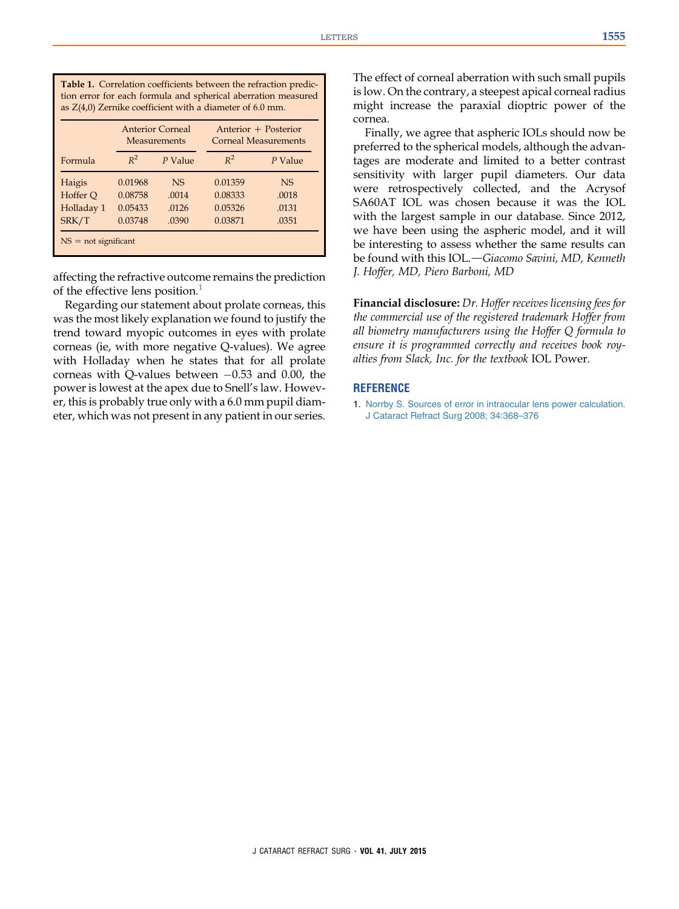**Table 1.** Correlation coefficients between the refraction prediction error for each formula and spherical aberration measured as Z(4,0) Zernike coefficient with a diameter of 6.0 mm.

| | Anterior Corneal Measurements | | Anterior + Posterior Corneal Measurements | |
|---|---|---|---|---|
| Formula | $R^2$ | *P* Value | $R^2$ | *P* Value |
| Haigis | 0.01968 | NS | 0.01359 | NS |
| Hoffer Q | 0.08758 | .0014 | 0.08333 | .0018 |
| Holladay 1 | 0.05433 | .0126 | 0.05326 | .0131 |
| SRK/T | 0.03748 | .0390 | 0.03871 | .0351 |

NS = not significant

affecting the refractive outcome remains the prediction of the effective lens position.[1]

Regarding our statement about prolate corneas, this was the most likely explanation we found to justify the trend toward myopic outcomes in eyes with prolate corneas (ie, with more negative Q-values). We agree with Holladay when he states that for all prolate corneas with Q-values between −0.53 and 0.00, the power is lowest at the apex due to Snell's law. However, this is probably true only with a 6.0 mm pupil diameter, which was not present in any patient in our series. The effect of corneal aberration with such small pupils is low. On the contrary, a steepest apical corneal radius might increase the paraxial dioptric power of the cornea.

Finally, we agree that aspheric IOLs should now be preferred to the spherical models, although the advantages are moderate and limited to a better contrast sensitivity with larger pupil diameters. Our data were retrospectively collected, and the Acrysof SA60AT IOL was chosen because it was the IOL with the largest sample in our database. Since 2012, we have been using the aspheric model, and it will be interesting to assess whether the same results can be found with this IOL.—*Giacomo Savini, MD, Kenneth J. Hoffer, MD, Piero Barboni, MD*

**Financial disclosure:** *Dr. Hoffer receives licensing fees for the commercial use of the registered trademark Hoffer from all biometry manufacturers using the Hoffer Q formula to ensure it is programmed correctly and receives book royalties from Slack, Inc. for the textbook* IOL Power.

## REFERENCE

1. Norrby S. Sources of error in intraocular lens power calculation. J Cataract Refract Surg 2008; 34:368–376